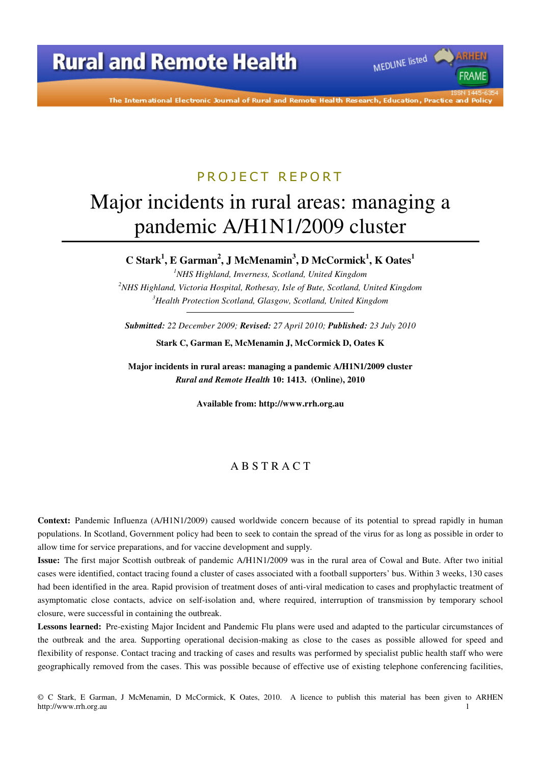PROJECT REPORT

# Major incidents in rural areas: managing a pandemic A/H1N1/2009 cluster

**C Stark[1], E Garman[2], J McMenamin[3], D McCormick[1], K Oates[1]**

[1]*NHS Highland, Inverness, Scotland, United Kingdom*
[2]*NHS Highland, Victoria Hospital, Rothesay, Isle of Bute, Scotland, United Kingdom*
[3]*Health Protection Scotland, Glasgow, Scotland, United Kingdom*

***Submitted:*** *22 December 2009;* ***Revised:*** *27 April 2010;* ***Published:*** *23 July 2010*

**Stark C, Garman E, McMenamin J, McCormick D, Oates K**

**Major incidents in rural areas: managing a pandemic A/H1N1/2009 cluster**
***Rural and Remote Health* 10: 1413. (Online), 2010**

**Available from: http://www.rrh.org.au**

## ABSTRACT

**Context:** Pandemic Influenza (A/H1N1/2009) caused worldwide concern because of its potential to spread rapidly in human populations. In Scotland, Government policy had been to seek to contain the spread of the virus for as long as possible in order to allow time for service preparations, and for vaccine development and supply.

**Issue:** The first major Scottish outbreak of pandemic A/H1N1/2009 was in the rural area of Cowal and Bute. After two initial cases were identified, contact tracing found a cluster of cases associated with a football supporters' bus. Within 3 weeks, 130 cases had been identified in the area. Rapid provision of treatment doses of anti-viral medication to cases and prophylactic treatment of asymptomatic close contacts, advice on self-isolation and, where required, interruption of transmission by temporary school closure, were successful in containing the outbreak.

**Lessons learned:** Pre-existing Major Incident and Pandemic Flu plans were used and adapted to the particular circumstances of the outbreak and the area. Supporting operational decision-making as close to the cases as possible allowed for speed and flexibility of response. Contact tracing and tracking of cases and results was performed by specialist public health staff who were geographically removed from the cases. This was possible because of effective use of existing telephone conferencing facilities,

© C Stark, E Garman, J McMenamin, D McCormick, K Oates, 2010. A licence to publish this material has been given to ARHEN http://www.rrh.org.au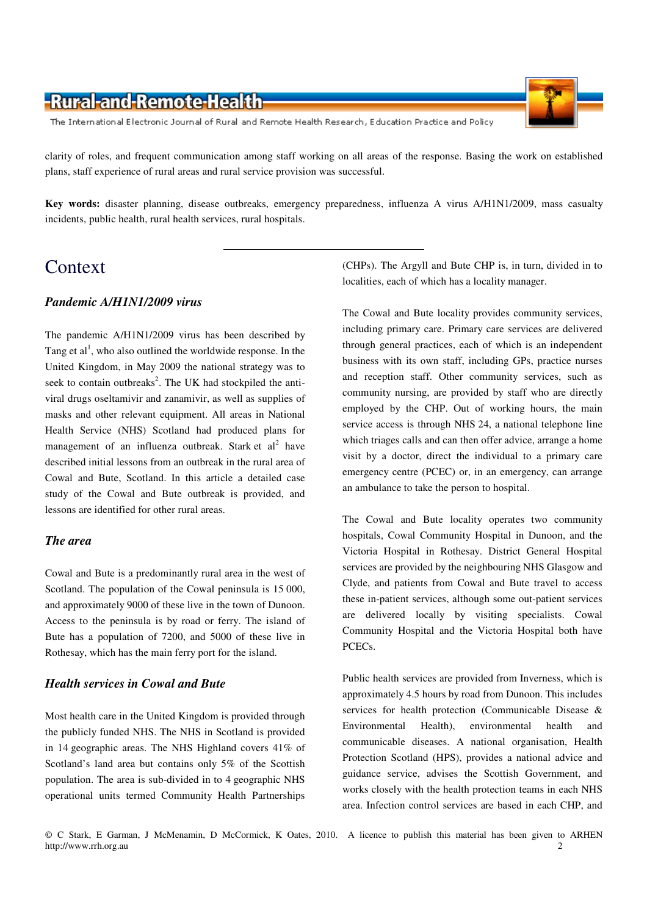clarity of roles, and frequent communication among staff working on all areas of the response. Basing the work on established plans, staff experience of rural areas and rural service provision was successful.

**Key words:** disaster planning, disease outbreaks, emergency preparedness, influenza A virus A/H1N1/2009, mass casualty incidents, public health, rural health services, rural hospitals.

# Context

### *Pandemic A/H1N1/2009 virus*

The pandemic A/H1N1/2009 virus has been described by Tang et al[1], who also outlined the worldwide response. In the United Kingdom, in May 2009 the national strategy was to seek to contain outbreaks[2]. The UK had stockpiled the anti-viral drugs oseltamivir and zanamivir, as well as supplies of masks and other relevant equipment. All areas in National Health Service (NHS) Scotland had produced plans for management of an influenza outbreak. Stark et al[2] have described initial lessons from an outbreak in the rural area of Cowal and Bute, Scotland. In this article a detailed case study of the Cowal and Bute outbreak is provided, and lessons are identified for other rural areas.

### *The area*

Cowal and Bute is a predominantly rural area in the west of Scotland. The population of the Cowal peninsula is 15 000, and approximately 9000 of these live in the town of Dunoon. Access to the peninsula is by road or ferry. The island of Bute has a population of 7200, and 5000 of these live in Rothesay, which has the main ferry port for the island.

### *Health services in Cowal and Bute*

Most health care in the United Kingdom is provided through the publicly funded NHS. The NHS in Scotland is provided in 14 geographic areas. The NHS Highland covers 41% of Scotland's land area but contains only 5% of the Scottish population. The area is sub-divided in to 4 geographic NHS operational units termed Community Health Partnerships (CHPs). The Argyll and Bute CHP is, in turn, divided in to localities, each of which has a locality manager.

The Cowal and Bute locality provides community services, including primary care. Primary care services are delivered through general practices, each of which is an independent business with its own staff, including GPs, practice nurses and reception staff. Other community services, such as community nursing, are provided by staff who are directly employed by the CHP. Out of working hours, the main service access is through NHS 24, a national telephone line which triages calls and can then offer advice, arrange a home visit by a doctor, direct the individual to a primary care emergency centre (PCEC) or, in an emergency, can arrange an ambulance to take the person to hospital.

The Cowal and Bute locality operates two community hospitals, Cowal Community Hospital in Dunoon, and the Victoria Hospital in Rothesay. District General Hospital services are provided by the neighbouring NHS Glasgow and Clyde, and patients from Cowal and Bute travel to access these in-patient services, although some out-patient services are delivered locally by visiting specialists. Cowal Community Hospital and the Victoria Hospital both have PCECs.

Public health services are provided from Inverness, which is approximately 4.5 hours by road from Dunoon. This includes services for health protection (Communicable Disease & Environmental Health), environmental health and communicable diseases. A national organisation, Health Protection Scotland (HPS), provides a national advice and guidance service, advises the Scottish Government, and works closely with the health protection teams in each NHS area. Infection control services are based in each CHP, and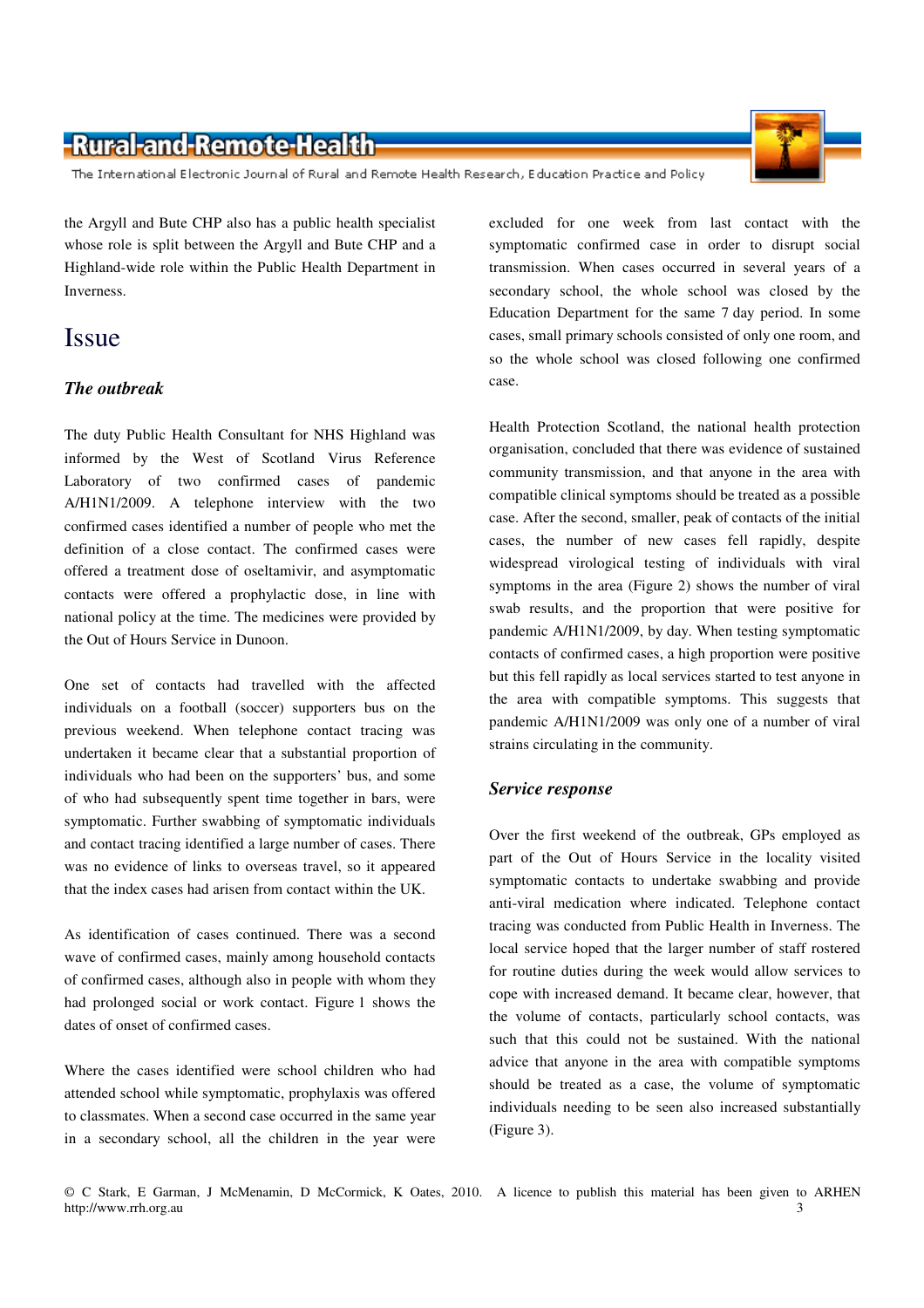the Argyll and Bute CHP also has a public health specialist whose role is split between the Argyll and Bute CHP and a Highland-wide role within the Public Health Department in Inverness.

# Issue

### *The outbreak*

The duty Public Health Consultant for NHS Highland was informed by the West of Scotland Virus Reference Laboratory of two confirmed cases of pandemic A/H1N1/2009. A telephone interview with the two confirmed cases identified a number of people who met the definition of a close contact. The confirmed cases were offered a treatment dose of oseltamivir, and asymptomatic contacts were offered a prophylactic dose, in line with national policy at the time. The medicines were provided by the Out of Hours Service in Dunoon.

One set of contacts had travelled with the affected individuals on a football (soccer) supporters bus on the previous weekend. When telephone contact tracing was undertaken it became clear that a substantial proportion of individuals who had been on the supporters' bus, and some of who had subsequently spent time together in bars, were symptomatic. Further swabbing of symptomatic individuals and contact tracing identified a large number of cases. There was no evidence of links to overseas travel, so it appeared that the index cases had arisen from contact within the UK.

As identification of cases continued. There was a second wave of confirmed cases, mainly among household contacts of confirmed cases, although also in people with whom they had prolonged social or work contact. Figure 1 shows the dates of onset of confirmed cases.

Where the cases identified were school children who had attended school while symptomatic, prophylaxis was offered to classmates. When a second case occurred in the same year in a secondary school, all the children in the year were excluded for one week from last contact with the symptomatic confirmed case in order to disrupt social transmission. When cases occurred in several years of a secondary school, the whole school was closed by the Education Department for the same 7 day period. In some cases, small primary schools consisted of only one room, and so the whole school was closed following one confirmed case.

Health Protection Scotland, the national health protection organisation, concluded that there was evidence of sustained community transmission, and that anyone in the area with compatible clinical symptoms should be treated as a possible case. After the second, smaller, peak of contacts of the initial cases, the number of new cases fell rapidly, despite widespread virological testing of individuals with viral symptoms in the area (Figure 2) shows the number of viral swab results, and the proportion that were positive for pandemic A/H1N1/2009, by day. When testing symptomatic contacts of confirmed cases, a high proportion were positive but this fell rapidly as local services started to test anyone in the area with compatible symptoms. This suggests that pandemic A/H1N1/2009 was only one of a number of viral strains circulating in the community.

### *Service response*

Over the first weekend of the outbreak, GPs employed as part of the Out of Hours Service in the locality visited symptomatic contacts to undertake swabbing and provide anti-viral medication where indicated. Telephone contact tracing was conducted from Public Health in Inverness. The local service hoped that the larger number of staff rostered for routine duties during the week would allow services to cope with increased demand. It became clear, however, that the volume of contacts, particularly school contacts, was such that this could not be sustained. With the national advice that anyone in the area with compatible symptoms should be treated as a case, the volume of symptomatic individuals needing to be seen also increased substantially (Figure 3).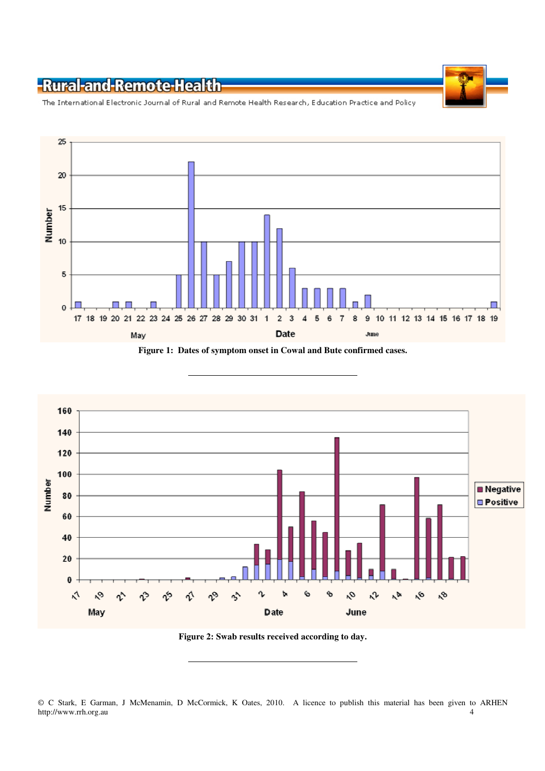Figure 1: Dates of symptom onset in Cowal and Bute confirmed cases.

Figure 2: Swab results received according to day.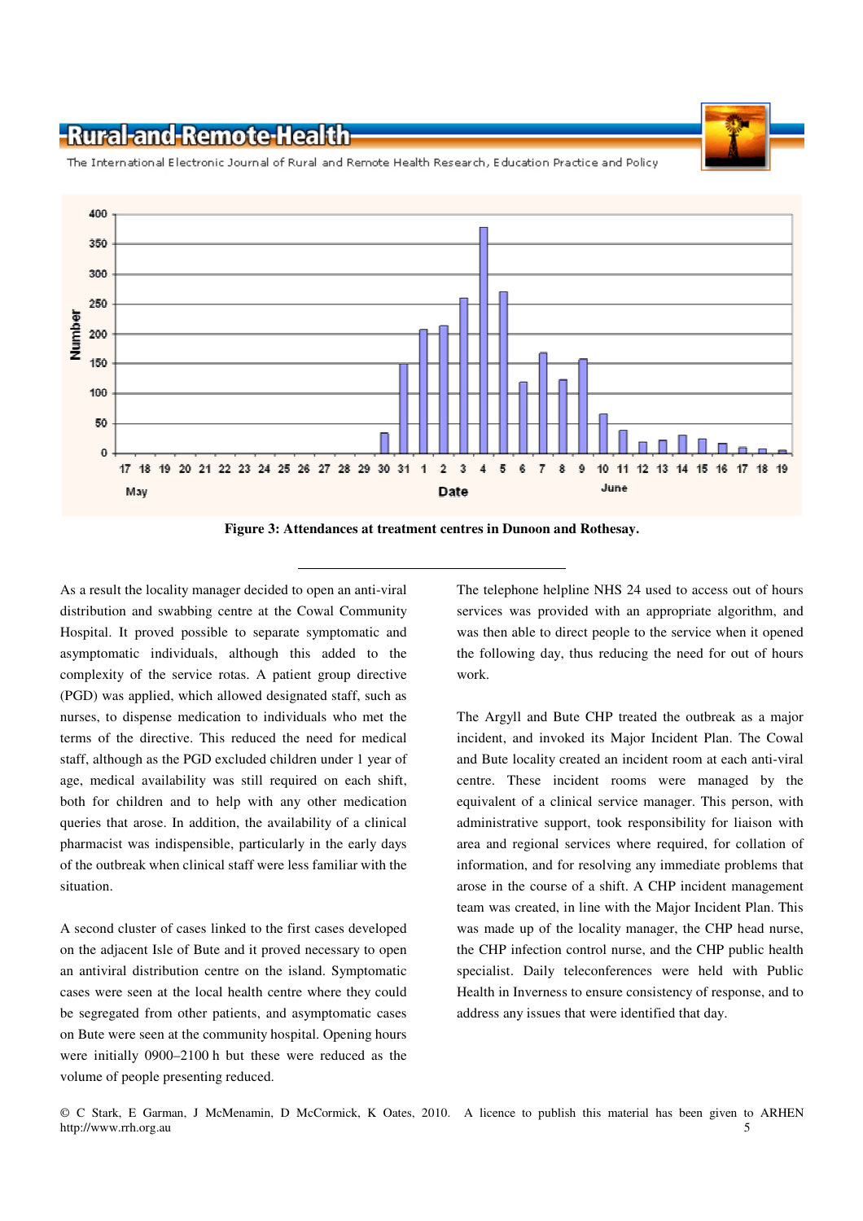**Figure 3: Attendances at treatment centres in Dunoon and Rothesay.**

As a result the locality manager decided to open an anti-viral distribution and swabbing centre at the Cowal Community Hospital. It proved possible to separate symptomatic and asymptomatic individuals, although this added to the complexity of the service rotas. A patient group directive (PGD) was applied, which allowed designated staff, such as nurses, to dispense medication to individuals who met the terms of the directive. This reduced the need for medical staff, although as the PGD excluded children under 1 year of age, medical availability was still required on each shift, both for children and to help with any other medication queries that arose. In addition, the availability of a clinical pharmacist was indispensible, particularly in the early days of the outbreak when clinical staff were less familiar with the situation.

A second cluster of cases linked to the first cases developed on the adjacent Isle of Bute and it proved necessary to open an antiviral distribution centre on the island. Symptomatic cases were seen at the local health centre where they could be segregated from other patients, and asymptomatic cases on Bute were seen at the community hospital. Opening hours were initially 0900–2100 h but these were reduced as the volume of people presenting reduced.

The telephone helpline NHS 24 used to access out of hours services was provided with an appropriate algorithm, and was then able to direct people to the service when it opened the following day, thus reducing the need for out of hours work.

The Argyll and Bute CHP treated the outbreak as a major incident, and invoked its Major Incident Plan. The Cowal and Bute locality created an incident room at each anti-viral centre. These incident rooms were managed by the equivalent of a clinical service manager. This person, with administrative support, took responsibility for liaison with area and regional services where required, for collation of information, and for resolving any immediate problems that arose in the course of a shift. A CHP incident management team was created, in line with the Major Incident Plan. This was made up of the locality manager, the CHP head nurse, the CHP infection control nurse, and the CHP public health specialist. Daily teleconferences were held with Public Health in Inverness to ensure consistency of response, and to address any issues that were identified that day.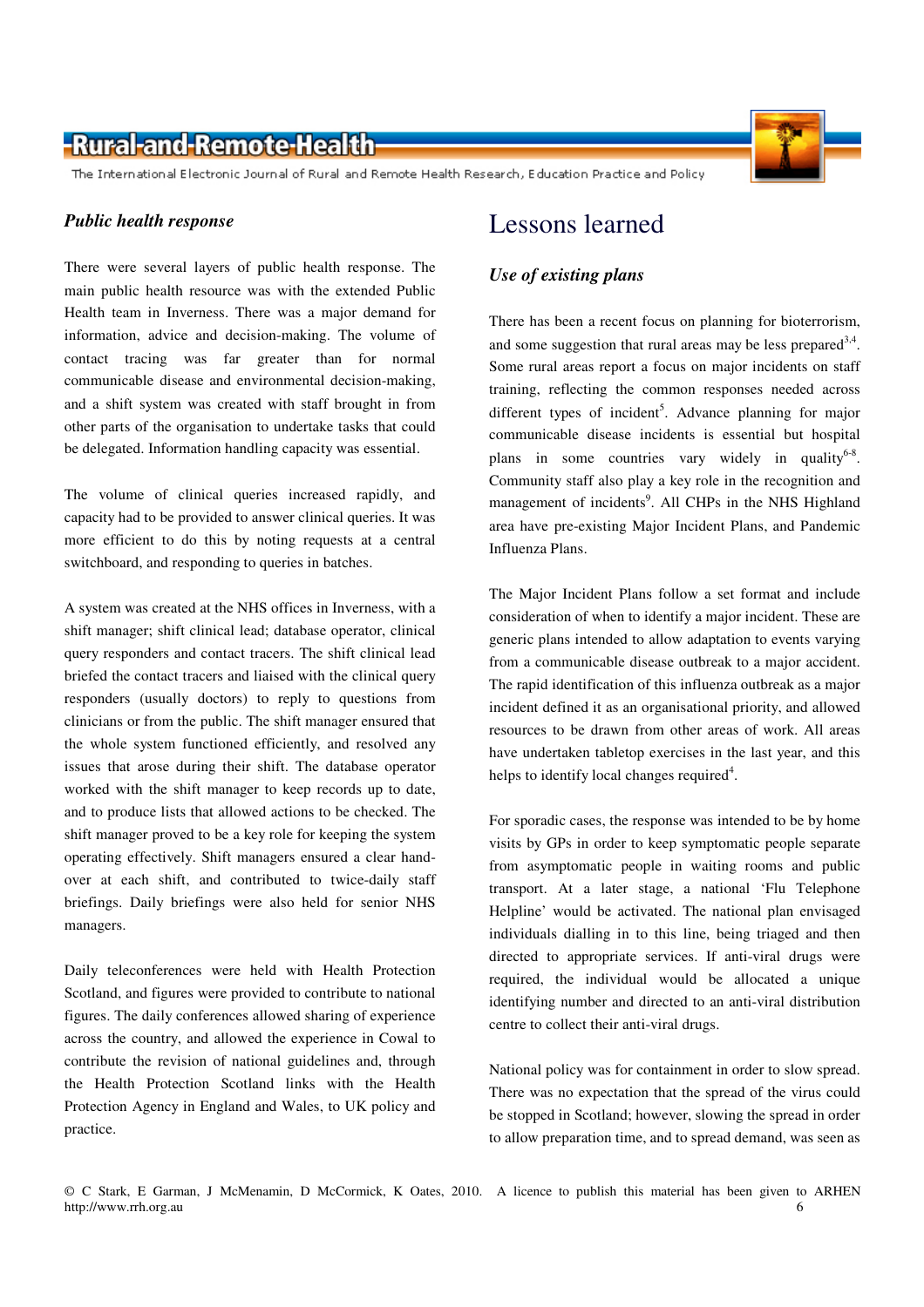### *Public health response*

There were several layers of public health response. The main public health resource was with the extended Public Health team in Inverness. There was a major demand for information, advice and decision-making. The volume of contact tracing was far greater than for normal communicable disease and environmental decision-making, and a shift system was created with staff brought in from other parts of the organisation to undertake tasks that could be delegated. Information handling capacity was essential.

The volume of clinical queries increased rapidly, and capacity had to be provided to answer clinical queries. It was more efficient to do this by noting requests at a central switchboard, and responding to queries in batches.

A system was created at the NHS offices in Inverness, with a shift manager; shift clinical lead; database operator, clinical query responders and contact tracers. The shift clinical lead briefed the contact tracers and liaised with the clinical query responders (usually doctors) to reply to questions from clinicians or from the public. The shift manager ensured that the whole system functioned efficiently, and resolved any issues that arose during their shift. The database operator worked with the shift manager to keep records up to date, and to produce lists that allowed actions to be checked. The shift manager proved to be a key role for keeping the system operating effectively. Shift managers ensured a clear hand-over at each shift, and contributed to twice-daily staff briefings. Daily briefings were also held for senior NHS managers.

Daily teleconferences were held with Health Protection Scotland, and figures were provided to contribute to national figures. The daily conferences allowed sharing of experience across the country, and allowed the experience in Cowal to contribute the revision of national guidelines and, through the Health Protection Scotland links with the Health Protection Agency in England and Wales, to UK policy and practice.

## Lessons learned

### *Use of existing plans*

There has been a recent focus on planning for bioterrorism, and some suggestion that rural areas may be less prepared[3,4]. Some rural areas report a focus on major incidents on staff training, reflecting the common responses needed across different types of incident[5]. Advance planning for major communicable disease incidents is essential but hospital plans in some countries vary widely in quality[6-8]. Community staff also play a key role in the recognition and management of incidents[9]. All CHPs in the NHS Highland area have pre-existing Major Incident Plans, and Pandemic Influenza Plans.

The Major Incident Plans follow a set format and include consideration of when to identify a major incident. These are generic plans intended to allow adaptation to events varying from a communicable disease outbreak to a major accident. The rapid identification of this influenza outbreak as a major incident defined it as an organisational priority, and allowed resources to be drawn from other areas of work. All areas have undertaken tabletop exercises in the last year, and this helps to identify local changes required[4].

For sporadic cases, the response was intended to be by home visits by GPs in order to keep symptomatic people separate from asymptomatic people in waiting rooms and public transport. At a later stage, a national 'Flu Telephone Helpline' would be activated. The national plan envisaged individuals dialling in to this line, being triaged and then directed to appropriate services. If anti-viral drugs were required, the individual would be allocated a unique identifying number and directed to an anti-viral distribution centre to collect their anti-viral drugs.

National policy was for containment in order to slow spread. There was no expectation that the spread of the virus could be stopped in Scotland; however, slowing the spread in order to allow preparation time, and to spread demand, was seen as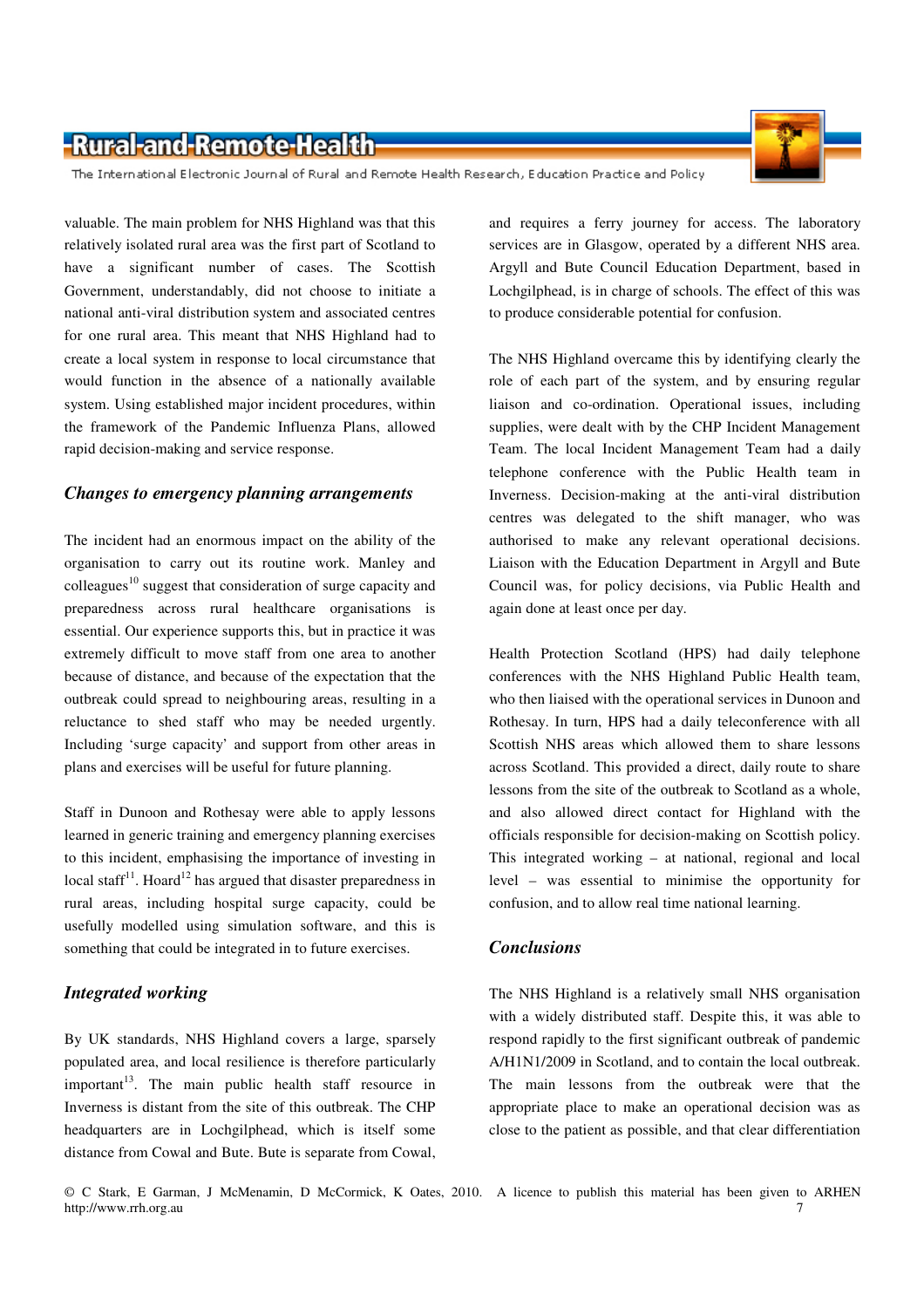valuable. The main problem for NHS Highland was that this relatively isolated rural area was the first part of Scotland to have a significant number of cases. The Scottish Government, understandably, did not choose to initiate a national anti-viral distribution system and associated centres for one rural area. This meant that NHS Highland had to create a local system in response to local circumstance that would function in the absence of a nationally available system. Using established major incident procedures, within the framework of the Pandemic Influenza Plans, allowed rapid decision-making and service response.

### *Changes to emergency planning arrangements*

The incident had an enormous impact on the ability of the organisation to carry out its routine work. Manley and colleagues[10] suggest that consideration of surge capacity and preparedness across rural healthcare organisations is essential. Our experience supports this, but in practice it was extremely difficult to move staff from one area to another because of distance, and because of the expectation that the outbreak could spread to neighbouring areas, resulting in a reluctance to shed staff who may be needed urgently. Including 'surge capacity' and support from other areas in plans and exercises will be useful for future planning.

Staff in Dunoon and Rothesay were able to apply lessons learned in generic training and emergency planning exercises to this incident, emphasising the importance of investing in local staff[11]. Hoard[12] has argued that disaster preparedness in rural areas, including hospital surge capacity, could be usefully modelled using simulation software, and this is something that could be integrated in to future exercises.

### *Integrated working*

By UK standards, NHS Highland covers a large, sparsely populated area, and local resilience is therefore particularly important[13]. The main public health staff resource in Inverness is distant from the site of this outbreak. The CHP headquarters are in Lochgilphead, which is itself some distance from Cowal and Bute. Bute is separate from Cowal, and requires a ferry journey for access. The laboratory services are in Glasgow, operated by a different NHS area. Argyll and Bute Council Education Department, based in Lochgilphead, is in charge of schools. The effect of this was to produce considerable potential for confusion.

The NHS Highland overcame this by identifying clearly the role of each part of the system, and by ensuring regular liaison and co-ordination. Operational issues, including supplies, were dealt with by the CHP Incident Management Team. The local Incident Management Team had a daily telephone conference with the Public Health team in Inverness. Decision-making at the anti-viral distribution centres was delegated to the shift manager, who was authorised to make any relevant operational decisions. Liaison with the Education Department in Argyll and Bute Council was, for policy decisions, via Public Health and again done at least once per day.

Health Protection Scotland (HPS) had daily telephone conferences with the NHS Highland Public Health team, who then liaised with the operational services in Dunoon and Rothesay. In turn, HPS had a daily teleconference with all Scottish NHS areas which allowed them to share lessons across Scotland. This provided a direct, daily route to share lessons from the site of the outbreak to Scotland as a whole, and also allowed direct contact for Highland with the officials responsible for decision-making on Scottish policy. This integrated working – at national, regional and local level – was essential to minimise the opportunity for confusion, and to allow real time national learning.

### *Conclusions*

The NHS Highland is a relatively small NHS organisation with a widely distributed staff. Despite this, it was able to respond rapidly to the first significant outbreak of pandemic A/H1N1/2009 in Scotland, and to contain the local outbreak. The main lessons from the outbreak were that the appropriate place to make an operational decision was as close to the patient as possible, and that clear differentiation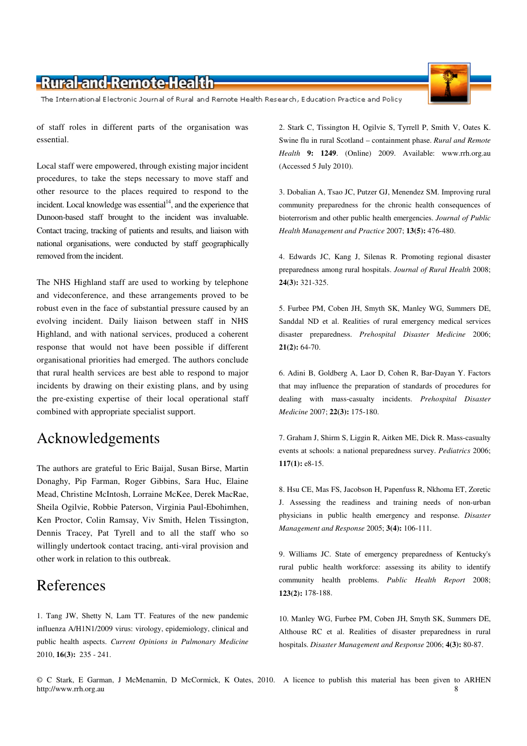of staff roles in different parts of the organisation was essential.

Local staff were empowered, through existing major incident procedures, to take the steps necessary to move staff and other resource to the places required to respond to the incident. Local knowledge was essential[14], and the experience that Dunoon-based staff brought to the incident was invaluable. Contact tracing, tracking of patients and results, and liaison with national organisations, were conducted by staff geographically removed from the incident.

The NHS Highland staff are used to working by telephone and videoconference, and these arrangements proved to be robust even in the face of substantial pressure caused by an evolving incident. Daily liaison between staff in NHS Highland, and with national services, produced a coherent response that would not have been possible if different organisational priorities had emerged. The authors conclude that rural health services are best able to respond to major incidents by drawing on their existing plans, and by using the pre-existing expertise of their local operational staff combined with appropriate specialist support.

# Acknowledgements

The authors are grateful to Eric Baijal, Susan Birse, Martin Donaghy, Pip Farman, Roger Gibbins, Sara Huc, Elaine Mead, Christine McIntosh, Lorraine McKee, Derek MacRae, Sheila Ogilvie, Robbie Paterson, Virginia Paul-Ebohimhen, Ken Proctor, Colin Ramsay, Viv Smith, Helen Tissington, Dennis Tracey, Pat Tyrell and to all the staff who so willingly undertook contact tracing, anti-viral provision and other work in relation to this outbreak.

# References

1. Tang JW, Shetty N, Lam TT. Features of the new pandemic influenza A/H1N1/2009 virus: virology, epidemiology, clinical and public health aspects. *Current Opinions in Pulmonary Medicine* 2010, **16(3):** 235 - 241.

2. Stark C, Tissington H, Ogilvie S, Tyrrell P, Smith V, Oates K. Swine flu in rural Scotland – containment phase. *Rural and Remote Health* **9: 1249**. (Online) 2009. Available: www.rrh.org.au (Accessed 5 July 2010).

3. Dobalian A, Tsao JC, Putzer GJ, Menendez SM. Improving rural community preparedness for the chronic health consequences of bioterrorism and other public health emergencies. *Journal of Public Health Management and Practice* 2007; **13(5):** 476-480.

4. Edwards JC, Kang J, Silenas R. Promoting regional disaster preparedness among rural hospitals. *Journal of Rural Health* 2008; **24(3):** 321-325.

5. Furbee PM, Coben JH, Smyth SK, Manley WG, Summers DE, Sanddal ND et al. Realities of rural emergency medical services disaster preparedness. *Prehospital Disaster Medicine* 2006; **21(2):** 64-70.

6. Adini B, Goldberg A, Laor D, Cohen R, Bar-Dayan Y. Factors that may influence the preparation of standards of procedures for dealing with mass-casualty incidents. *Prehospital Disaster Medicine* 2007; **22(3):** 175-180.

7. Graham J, Shirm S, Liggin R, Aitken ME, Dick R. Mass-casualty events at schools: a national preparedness survey. *Pediatrics* 2006; **117(1):** e8-15.

8. Hsu CE, Mas FS, Jacobson H, Papenfuss R, Nkhoma ET, Zoretic J. Assessing the readiness and training needs of non-urban physicians in public health emergency and response. *Disaster Management and Response* 2005; **3(4):** 106-111.

9. Williams JC. State of emergency preparedness of Kentucky's rural public health workforce: assessing its ability to identify community health problems. *Public Health Report* 2008; **123(2):** 178-188.

10. Manley WG, Furbee PM, Coben JH, Smyth SK, Summers DE, Althouse RC et al. Realities of disaster preparedness in rural hospitals. *Disaster Management and Response* 2006; **4(3):** 80-87.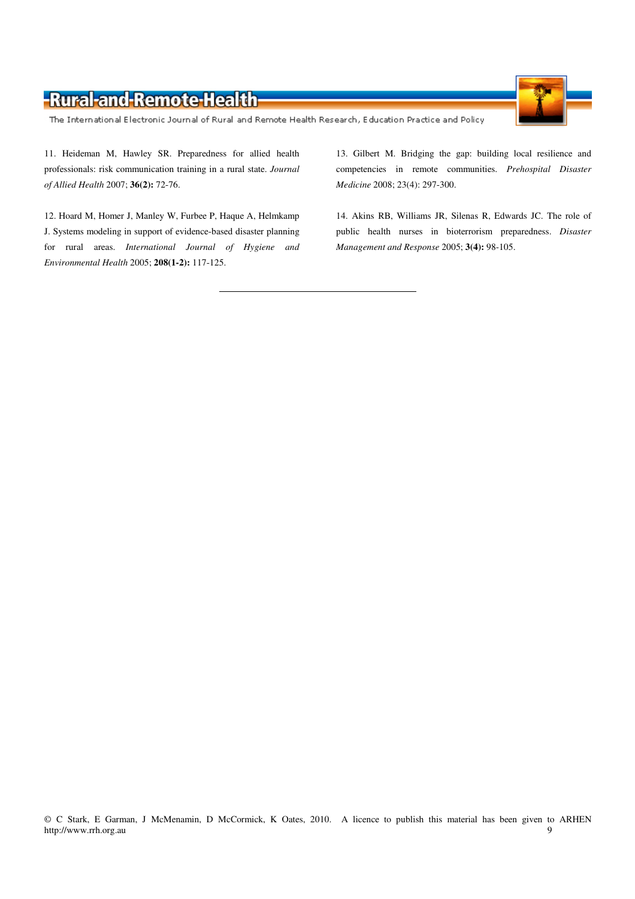11. Heideman M, Hawley SR. Preparedness for allied health professionals: risk communication training in a rural state. *Journal of Allied Health* 2007; **36(2):** 72-76.

12. Hoard M, Homer J, Manley W, Furbee P, Haque A, Helmkamp J. Systems modeling in support of evidence-based disaster planning for rural areas. *International Journal of Hygiene and Environmental Health* 2005; **208(1-2):** 117-125.

13. Gilbert M. Bridging the gap: building local resilience and competencies in remote communities. *Prehospital Disaster Medicine* 2008; 23(4): 297-300.

14. Akins RB, Williams JR, Silenas R, Edwards JC. The role of public health nurses in bioterrorism preparedness. *Disaster Management and Response* 2005; **3(4):** 98-105.

---

© C Stark, E Garman, J McMenamin, D McCormick, K Oates, 2010. A licence to publish this material has been given to ARHEN http://www.rrh.org.au